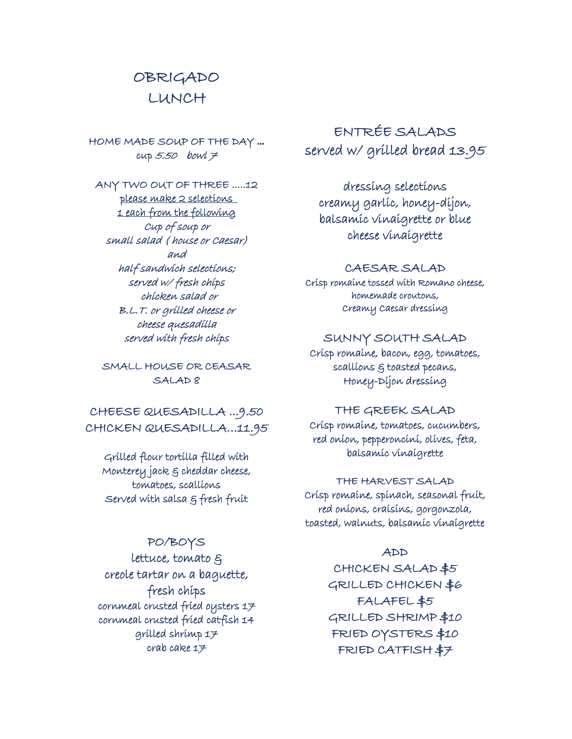# OBRIGADO
# LUNCH

## HOME MADE SOUP OF THE DAY …
*cup 5.50   bowl 7*

## ANY TWO OUT OF THREE …..12
*please make 2 selections*
*1 each from the following*

*Cup of soup or*
*small salad ( house or Caesar)*
*and*
*half sandwich selections;*
*served w/ fresh chips*
*chicken salad or*
*B.L.T. or grilled cheese or*
*cheese quesadilla*
*served with fresh chips*

## SMALL HOUSE OR CEASAR SALAD 8

## CHEESE QUESADILLA …9.50
## CHICKEN QUESADILLA…11.95

Grilled flour tortilla filled with
Monterey jack & cheddar cheese,
tomatoes, scallions
Served with salsa & fresh fruit

## PO/BOYS

lettuce, tomato &
creole tartar on a baguette,
fresh chips

cornmeal crusted fried oysters 17
cornmeal crusted fried catfish 14
grilled shrimp 17
crab cake 17

## ENTRÉE SALADS
served w/ grilled bread 13.95

dressing selections
creamy garlic, honey-dijon,
balsamic vinaigrette or blue
cheese vinaigrette

### CAESAR SALAD
Crisp romaine tossed with Romano cheese,
homemade croutons,
Creamy Caesar dressing

### SUNNY SOUTH SALAD
Crisp romaine, bacon, egg, tomatoes,
scallions & toasted pecans,
Honey-Dijon dressing

### THE GREEK SALAD
Crisp romaine, tomatoes, cucumbers,
red onion, pepperoncini, olives, feta,
balsamic vinaigrette

### THE HARVEST SALAD
Crisp romaine, spinach, seasonal fruit,
red onions, craisins, gorgonzola,
toasted, walnuts, balsamic vinaigrette

### ADD
CHICKEN SALAD $5
GRILLED CHICKEN $6
FALAFEL $5
GRILLED SHRIMP $10
FRIED OYSTERS $10
FRIED CATFISH $7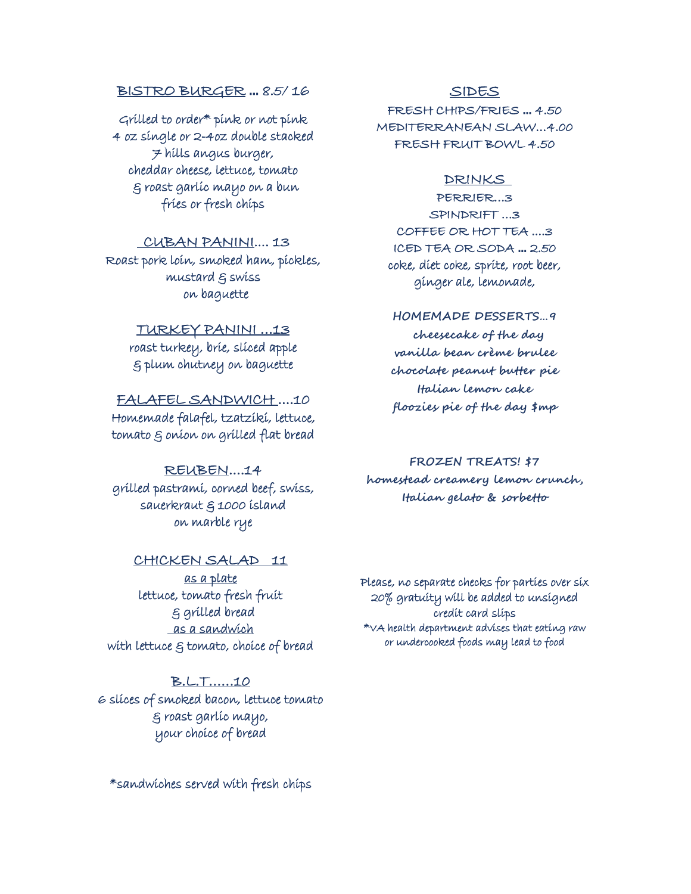## BISTRO BURGER ... 8.5/ 16

Grilled to order* pink or not pink
4 oz single or 2-4oz double stacked
7 hills angus burger,
cheddar cheese, lettuce, tomato
& roast garlic mayo on a bun
fries or fresh chips

## CUBAN PANINI.... 13

Roast pork loin, smoked ham, pickles,
mustard & swiss
on baguette

## TURKEY PANINI ...13

roast turkey, brie, sliced apple
& plum chutney on baguette

## FALAFEL SANDWICH ....10

Homemade falafel, tzatziki, lettuce,
tomato & onion on grilled flat bread

## REUBEN....14

grilled pastrami, corned beef, swiss,
sauerkraut & 1000 island
on marble rye

## CHICKEN SALAD 11

as a plate
lettuce, tomato fresh fruit
& grilled bread
as a sandwich
with lettuce & tomato, choice of bread

## B.L.T......10

6 slices of smoked bacon, lettuce tomato
& roast garlic mayo,
your choice of bread

*sandwiches served with fresh chips

## SIDES

FRESH CHIPS/FRIES ... 4.50
MEDITERRANEAN SLAW...4.00
FRESH FRUIT BOWL 4.50

## DRINKS

PERRIER...3
SPINDRIFT ...3
COFFEE OR HOT TEA ....3
ICED TEA OR SODA ... 2.50
coke, diet coke, sprite, root beer,
ginger ale, lemonade,

## HOMEMADE DESSERTS...9

*cheesecake of the day*
*vanilla bean crème brulee*
*chocolate peanut butter pie*
*Italian lemon cake*
*floozies pie of the day $mp*

## FROZEN TREATS! $7

*homestead creamery lemon crunch,*
*Italian gelato & sorbetto*

Please, no separate checks for parties over six
20% gratuity will be added to unsigned
credit card slips
*VA health department advises that eating raw
or undercooked foods may lead to food